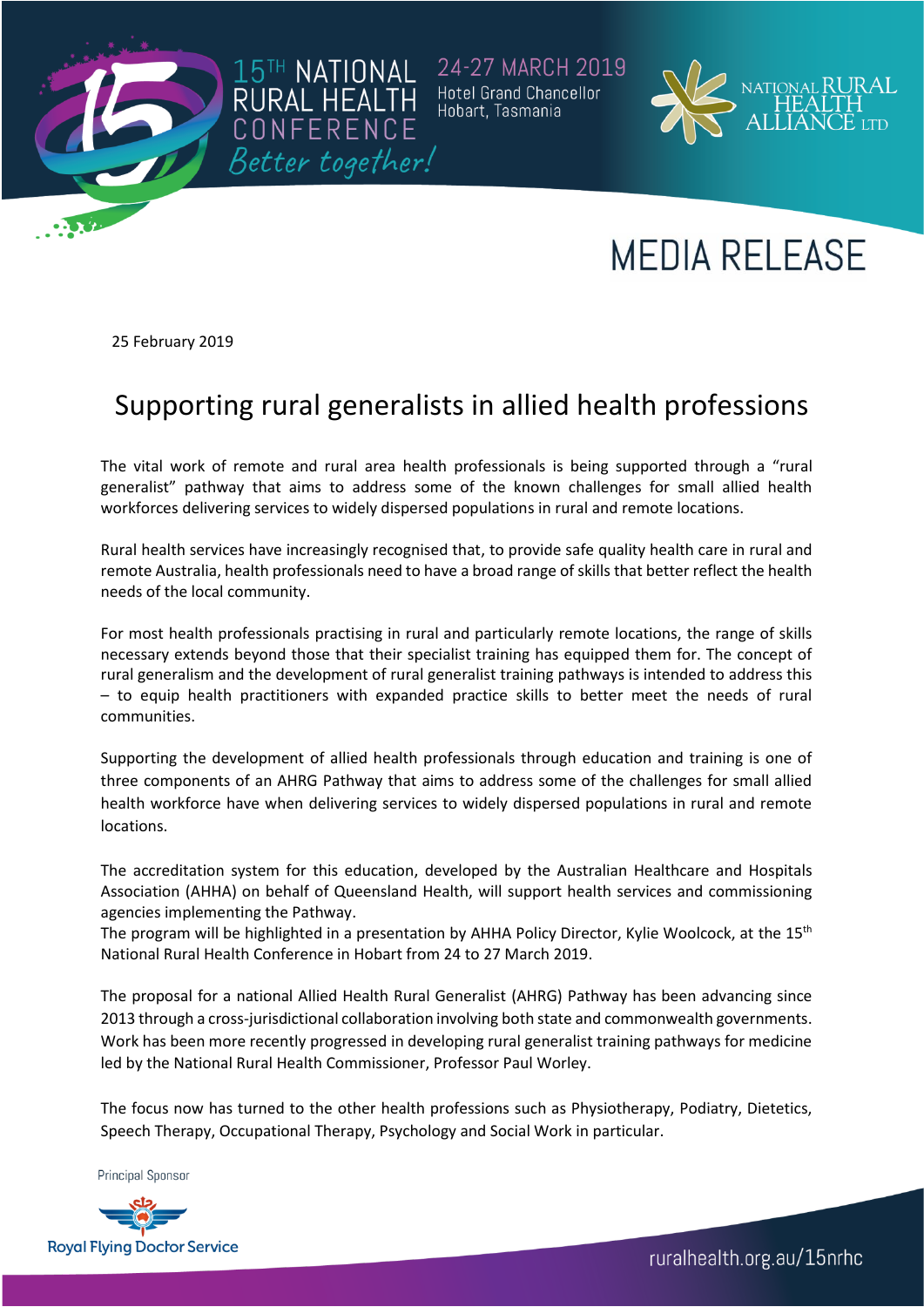15TH NATIONAL RURAL HEALTH CONFERENCE

*Better together!*

24-27 MARCH 2019

Hotel Grand Chancellor
Hobart, Tasmania

NATIONAL RURAL HEALTH ALLIANCE LTD

# MEDIA RELEASE

25 February 2019

## Supporting rural generalists in allied health professions

The vital work of remote and rural area health professionals is being supported through a "rural generalist" pathway that aims to address some of the known challenges for small allied health workforces delivering services to widely dispersed populations in rural and remote locations.

Rural health services have increasingly recognised that, to provide safe quality health care in rural and remote Australia, health professionals need to have a broad range of skills that better reflect the health needs of the local community.

For most health professionals practising in rural and particularly remote locations, the range of skills necessary extends beyond those that their specialist training has equipped them for. The concept of rural generalism and the development of rural generalist training pathways is intended to address this – to equip health practitioners with expanded practice skills to better meet the needs of rural communities.

Supporting the development of allied health professionals through education and training is one of three components of an AHRG Pathway that aims to address some of the challenges for small allied health workforce have when delivering services to widely dispersed populations in rural and remote locations.

The accreditation system for this education, developed by the Australian Healthcare and Hospitals Association (AHHA) on behalf of Queensland Health, will support health services and commissioning agencies implementing the Pathway.
The program will be highlighted in a presentation by AHHA Policy Director, Kylie Woolcock, at the 15th National Rural Health Conference in Hobart from 24 to 27 March 2019.

The proposal for a national Allied Health Rural Generalist (AHRG) Pathway has been advancing since 2013 through a cross-jurisdictional collaboration involving both state and commonwealth governments. Work has been more recently progressed in developing rural generalist training pathways for medicine led by the National Rural Health Commissioner, Professor Paul Worley.

The focus now has turned to the other health professions such as Physiotherapy, Podiatry, Dietetics, Speech Therapy, Occupational Therapy, Psychology and Social Work in particular.

Principal Sponsor

Royal Flying Doctor Service

ruralhealth.org.au/15nrhc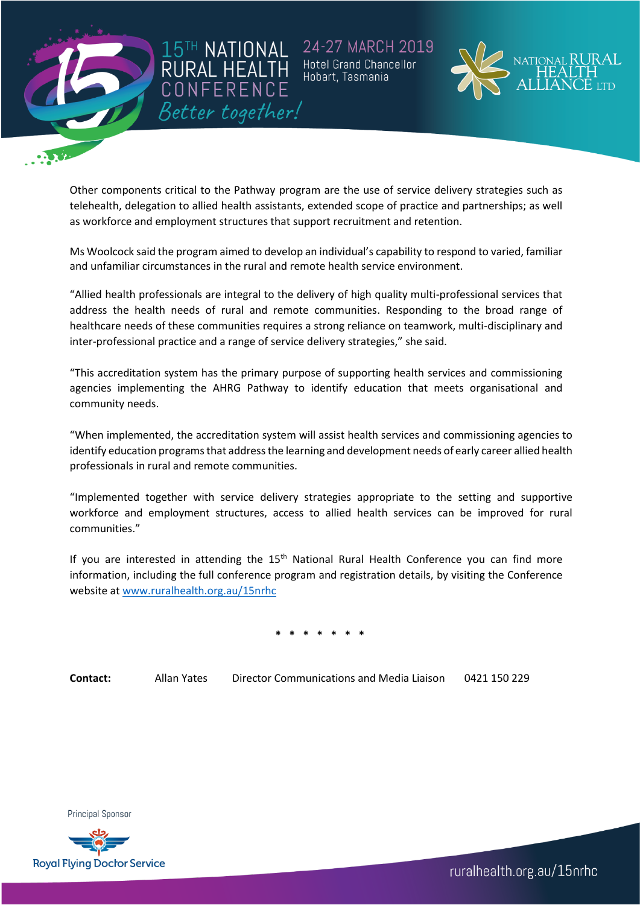Other components critical to the Pathway program are the use of service delivery strategies such as telehealth, delegation to allied health assistants, extended scope of practice and partnerships; as well as workforce and employment structures that support recruitment and retention.

Ms Woolcock said the program aimed to develop an individual's capability to respond to varied, familiar and unfamiliar circumstances in the rural and remote health service environment.

"Allied health professionals are integral to the delivery of high quality multi-professional services that address the health needs of rural and remote communities. Responding to the broad range of healthcare needs of these communities requires a strong reliance on teamwork, multi-disciplinary and inter-professional practice and a range of service delivery strategies," she said.

"This accreditation system has the primary purpose of supporting health services and commissioning agencies implementing the AHRG Pathway to identify education that meets organisational and community needs.

"When implemented, the accreditation system will assist health services and commissioning agencies to identify education programs that address the learning and development needs of early career allied health professionals in rural and remote communities.

"Implemented together with service delivery strategies appropriate to the setting and supportive workforce and employment structures, access to allied health services can be improved for rural communities."

If you are interested in attending the 15th National Rural Health Conference you can find more information, including the full conference program and registration details, by visiting the Conference website at www.ruralhealth.org.au/15nrhc

\* \* \* \* \* \* \*

**Contact:** Allan Yates Director Communications and Media Liaison 0421 150 229

Principal Sponsor

Royal Flying Doctor Service